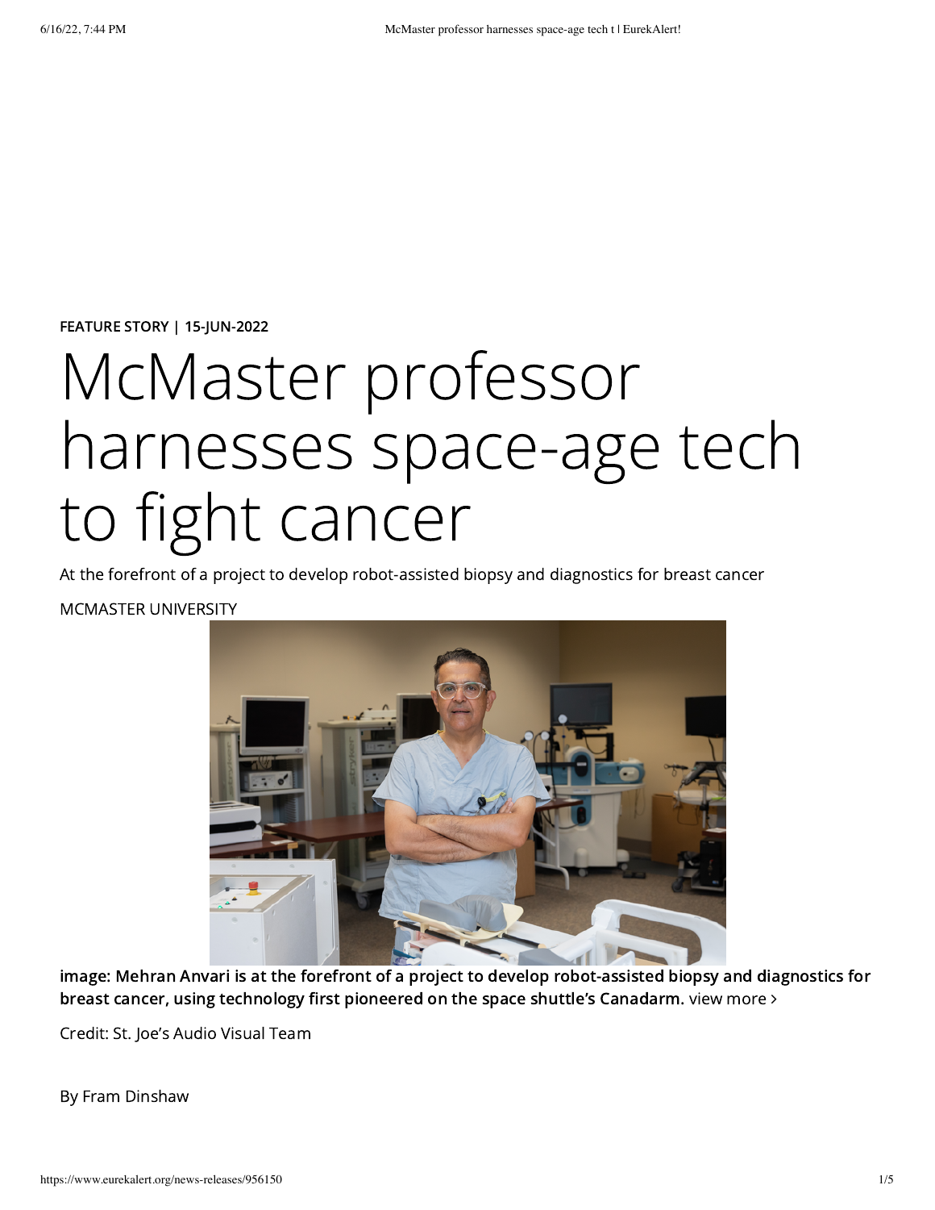**FEATURE STORY | 15-JUN-2022**

# McMaster professor harnesses space-age tech to fight cancer

At the forefront of a project to develop robot-assisted biopsy and diagnostics for breast cancer

MCMASTER UNIVERSITY

**image: Mehran Anvari is at the forefront of a project to develop robot-assisted biopsy and diagnostics for breast cancer, using technology first pioneered on the space shuttle's Canadarm.** view more ›

Credit: St. Joe's Audio Visual Team

By Fram Dinshaw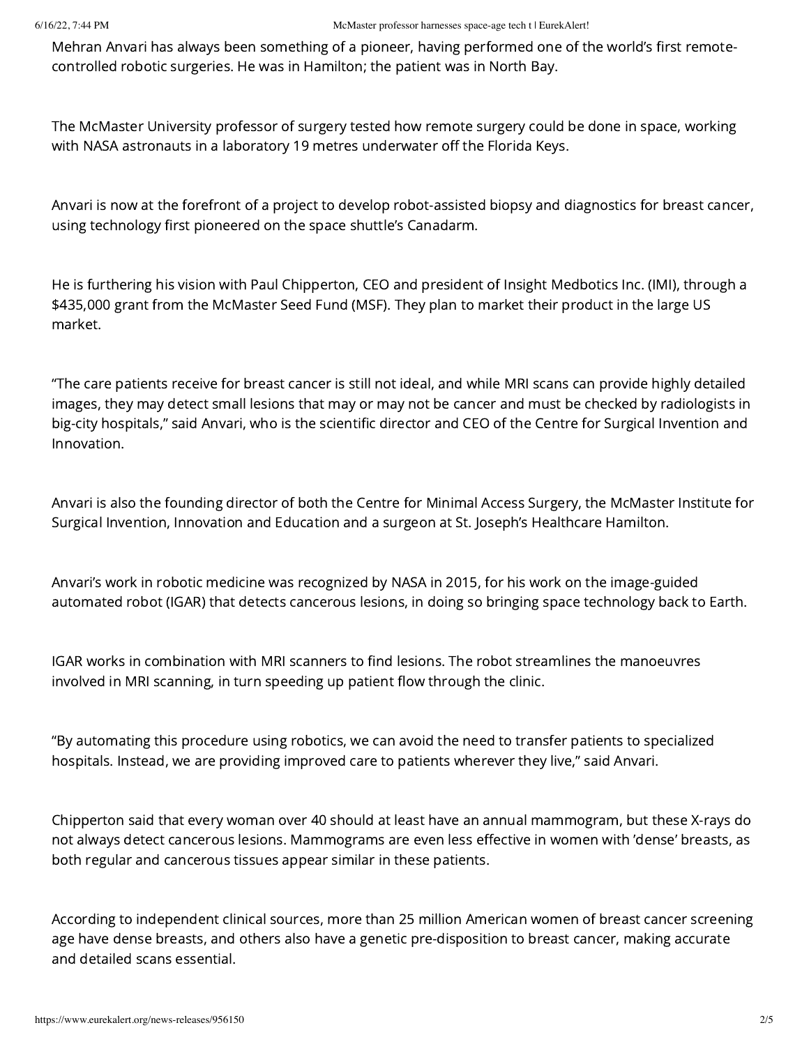Mehran Anvari has always been something of a pioneer, having performed one of the world's first remote-controlled robotic surgeries. He was in Hamilton; the patient was in North Bay.

The McMaster University professor of surgery tested how remote surgery could be done in space, working with NASA astronauts in a laboratory 19 metres underwater off the Florida Keys.

Anvari is now at the forefront of a project to develop robot-assisted biopsy and diagnostics for breast cancer, using technology first pioneered on the space shuttle's Canadarm.

He is furthering his vision with Paul Chipperton, CEO and president of Insight Medbotics Inc. (IMI), through a $435,000 grant from the McMaster Seed Fund (MSF). They plan to market their product in the large US market.

"The care patients receive for breast cancer is still not ideal, and while MRI scans can provide highly detailed images, they may detect small lesions that may or may not be cancer and must be checked by radiologists in big-city hospitals," said Anvari, who is the scientific director and CEO of the Centre for Surgical Invention and Innovation.

Anvari is also the founding director of both the Centre for Minimal Access Surgery, the McMaster Institute for Surgical Invention, Innovation and Education and a surgeon at St. Joseph's Healthcare Hamilton.

Anvari's work in robotic medicine was recognized by NASA in 2015, for his work on the image-guided automated robot (IGAR) that detects cancerous lesions, in doing so bringing space technology back to Earth.

IGAR works in combination with MRI scanners to find lesions. The robot streamlines the manoeuvres involved in MRI scanning, in turn speeding up patient flow through the clinic.

"By automating this procedure using robotics, we can avoid the need to transfer patients to specialized hospitals. Instead, we are providing improved care to patients wherever they live," said Anvari.

Chipperton said that every woman over 40 should at least have an annual mammogram, but these X-rays do not always detect cancerous lesions. Mammograms are even less effective in women with 'dense' breasts, as both regular and cancerous tissues appear similar in these patients.

According to independent clinical sources, more than 25 million American women of breast cancer screening age have dense breasts, and others also have a genetic pre-disposition to breast cancer, making accurate and detailed scans essential.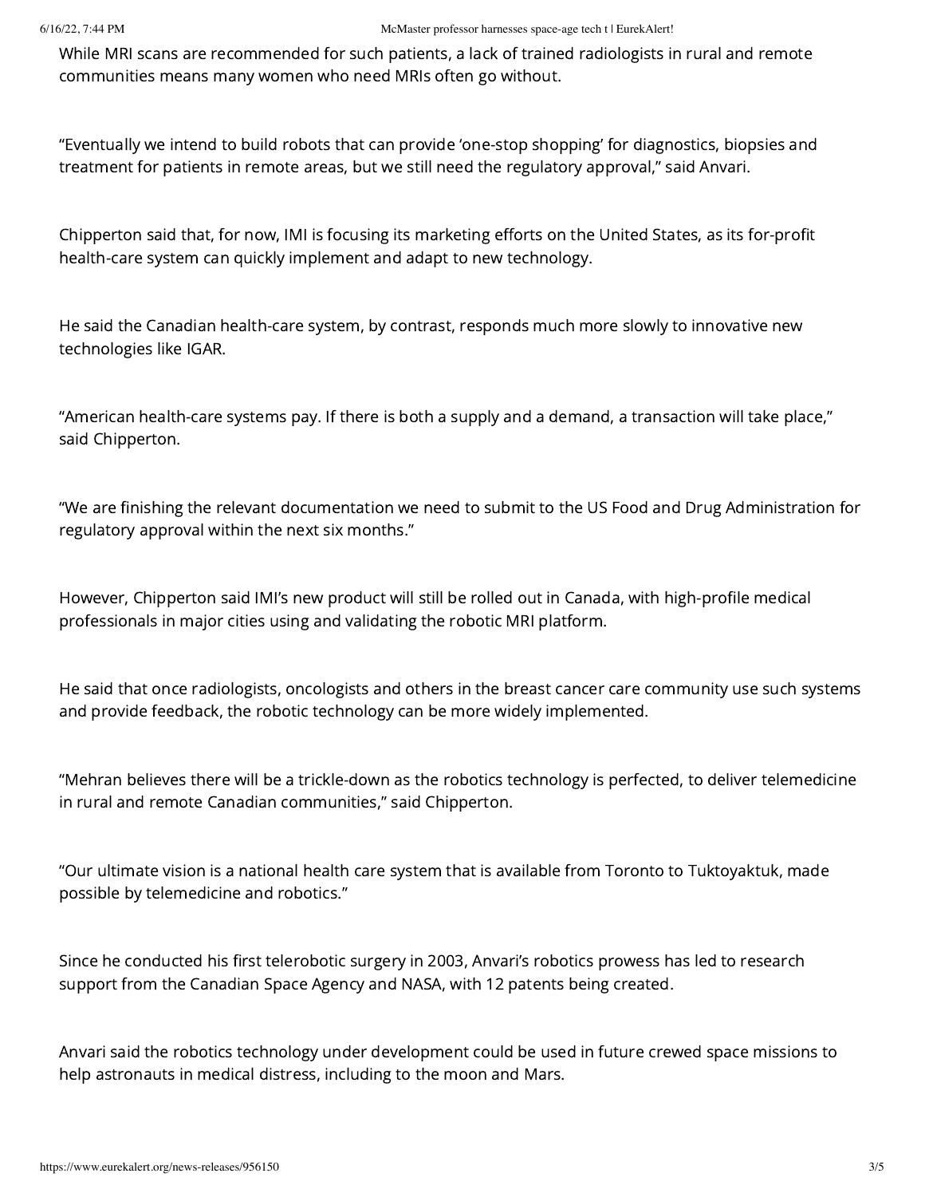While MRI scans are recommended for such patients, a lack of trained radiologists in rural and remote communities means many women who need MRIs often go without.

“Eventually we intend to build robots that can provide ‘one-stop shopping’ for diagnostics, biopsies and treatment for patients in remote areas, but we still need the regulatory approval,” said Anvari.

Chipperton said that, for now, IMI is focusing its marketing efforts on the United States, as its for-profit health-care system can quickly implement and adapt to new technology.

He said the Canadian health-care system, by contrast, responds much more slowly to innovative new technologies like IGAR.

“American health-care systems pay. If there is both a supply and a demand, a transaction will take place,” said Chipperton.

“We are finishing the relevant documentation we need to submit to the US Food and Drug Administration for regulatory approval within the next six months.”

However, Chipperton said IMI’s new product will still be rolled out in Canada, with high-profile medical professionals in major cities using and validating the robotic MRI platform.

He said that once radiologists, oncologists and others in the breast cancer care community use such systems and provide feedback, the robotic technology can be more widely implemented.

“Mehran believes there will be a trickle-down as the robotics technology is perfected, to deliver telemedicine in rural and remote Canadian communities,” said Chipperton.

“Our ultimate vision is a national health care system that is available from Toronto to Tuktoyaktuk, made possible by telemedicine and robotics.”

Since he conducted his first telerobotic surgery in 2003, Anvari’s robotics prowess has led to research support from the Canadian Space Agency and NASA, with 12 patents being created.

Anvari said the robotics technology under development could be used in future crewed space missions to help astronauts in medical distress, including to the moon and Mars.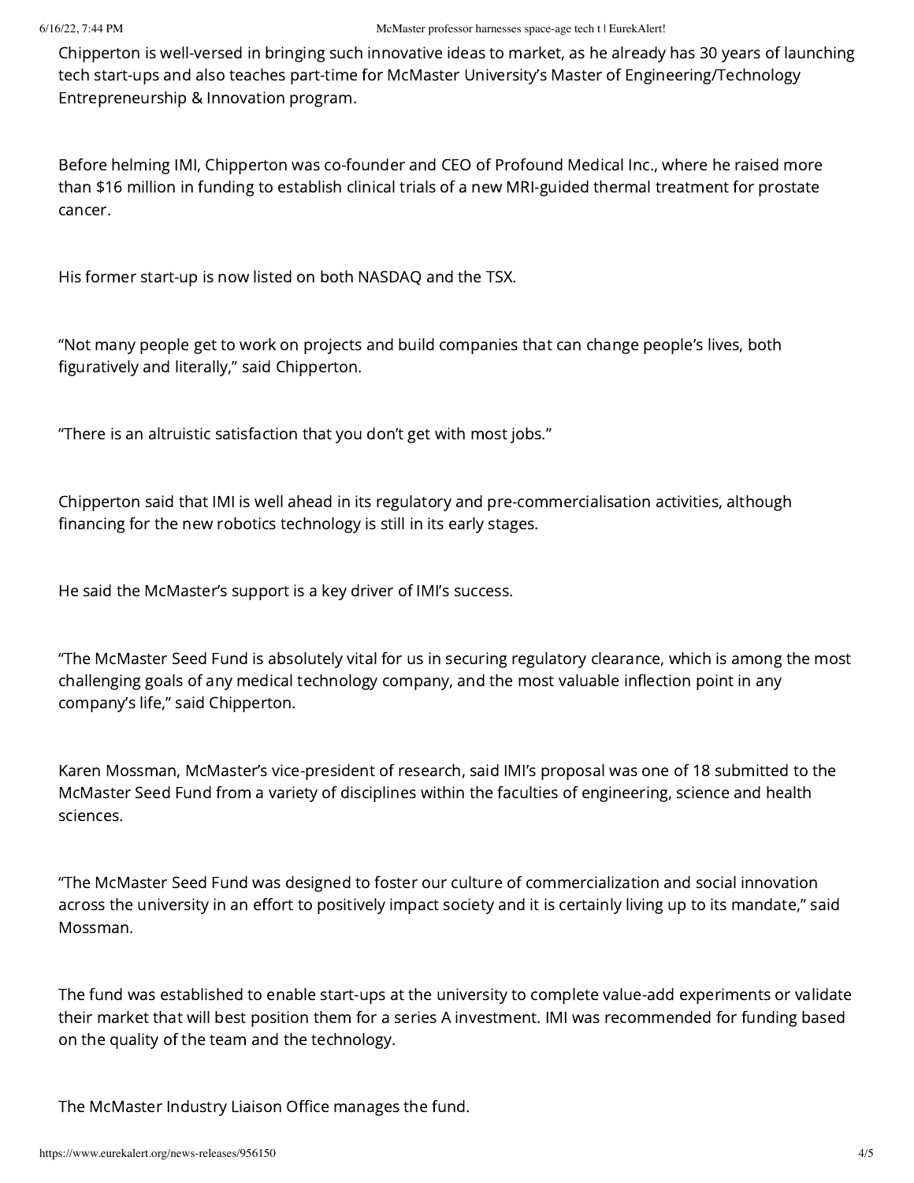Chipperton is well-versed in bringing such innovative ideas to market, as he already has 30 years of launching tech start-ups and also teaches part-time for McMaster University's Master of Engineering/Technology Entrepreneurship & Innovation program.

Before helming IMI, Chipperton was co-founder and CEO of Profound Medical Inc., where he raised more than $16 million in funding to establish clinical trials of a new MRI-guided thermal treatment for prostate cancer.

His former start-up is now listed on both NASDAQ and the TSX.

"Not many people get to work on projects and build companies that can change people's lives, both figuratively and literally," said Chipperton.

"There is an altruistic satisfaction that you don't get with most jobs."

Chipperton said that IMI is well ahead in its regulatory and pre-commercialisation activities, although financing for the new robotics technology is still in its early stages.

He said the McMaster's support is a key driver of IMI's success.

"The McMaster Seed Fund is absolutely vital for us in securing regulatory clearance, which is among the most challenging goals of any medical technology company, and the most valuable inflection point in any company's life," said Chipperton.

Karen Mossman, McMaster's vice-president of research, said IMI's proposal was one of 18 submitted to the McMaster Seed Fund from a variety of disciplines within the faculties of engineering, science and health sciences.

"The McMaster Seed Fund was designed to foster our culture of commercialization and social innovation across the university in an effort to positively impact society and it is certainly living up to its mandate," said Mossman.

The fund was established to enable start-ups at the university to complete value-add experiments or validate their market that will best position them for a series A investment. IMI was recommended for funding based on the quality of the team and the technology.

The McMaster Industry Liaison Office manages the fund.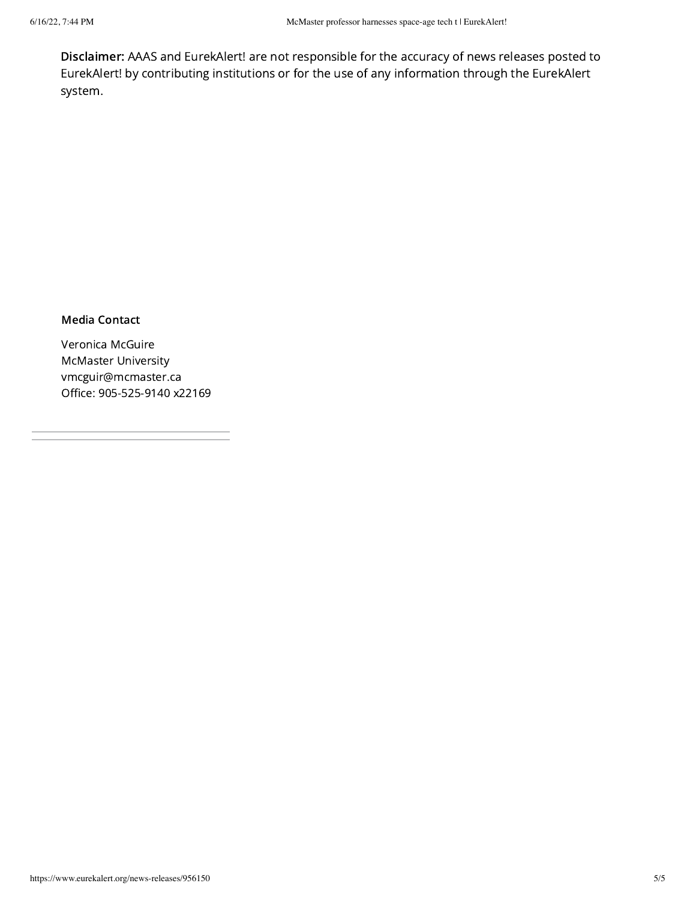**Disclaimer:** AAAS and EurekAlert! are not responsible for the accuracy of news releases posted to EurekAlert! by contributing institutions or for the use of any information through the EurekAlert system.

### Media Contact

Veronica McGuire
McMaster University
vmcguir@mcmaster.ca
Office: 905-525-9140 x22169